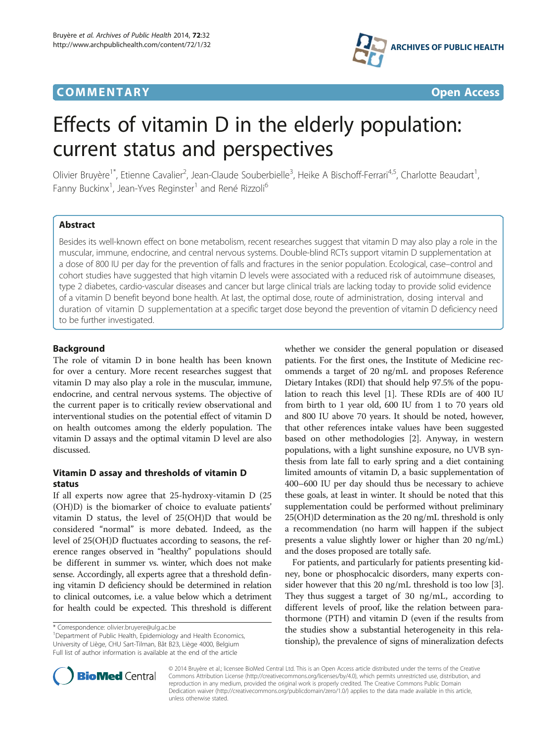COMMENTARY Open Access

# Effects of vitamin D in the elderly population: current status and perspectives

Olivier Bruyère[1*], Etienne Cavalier[2], Jean-Claude Souberbielle[3], Heike A Bischoff-Ferrari[4,5], Charlotte Beaudart[1], Fanny Buckinx[1], Jean-Yves Reginster[1] and René Rizzoli[6]

## Abstract

Besides its well-known effect on bone metabolism, recent researches suggest that vitamin D may also play a role in the muscular, immune, endocrine, and central nervous systems. Double-blind RCTs support vitamin D supplementation at a dose of 800 IU per day for the prevention of falls and fractures in the senior population. Ecological, case–control and cohort studies have suggested that high vitamin D levels were associated with a reduced risk of autoimmune diseases, type 2 diabetes, cardio-vascular diseases and cancer but large clinical trials are lacking today to provide solid evidence of a vitamin D benefit beyond bone health. At last, the optimal dose, route of administration, dosing interval and duration of vitamin D supplementation at a specific target dose beyond the prevention of vitamin D deficiency need to be further investigated.

## Background

The role of vitamin D in bone health has been known for over a century. More recent researches suggest that vitamin D may also play a role in the muscular, immune, endocrine, and central nervous systems. The objective of the current paper is to critically review observational and interventional studies on the potential effect of vitamin D on health outcomes among the elderly population. The vitamin D assays and the optimal vitamin D level are also discussed.

## Vitamin D assay and thresholds of vitamin D status

If all experts now agree that 25-hydroxy-vitamin D (25 (OH)D) is the biomarker of choice to evaluate patients' vitamin D status, the level of 25(OH)D that would be considered "normal" is more debated. Indeed, as the level of 25(OH)D fluctuates according to seasons, the reference ranges observed in "healthy" populations should be different in summer vs. winter, which does not make sense. Accordingly, all experts agree that a threshold defining vitamin D deficiency should be determined in relation to clinical outcomes, i.e. a value below which a detriment for health could be expected. This threshold is different whether we consider the general population or diseased patients. For the first ones, the Institute of Medicine recommends a target of 20 ng/mL and proposes Reference Dietary Intakes (RDI) that should help 97.5% of the population to reach this level [1]. These RDIs are of 400 IU from birth to 1 year old, 600 IU from 1 to 70 years old and 800 IU above 70 years. It should be noted, however, that other references intake values have been suggested based on other methodologies [2]. Anyway, in western populations, with a light sunshine exposure, no UVB synthesis from late fall to early spring and a diet containing limited amounts of vitamin D, a basic supplementation of 400–600 IU per day should thus be necessary to achieve these goals, at least in winter. It should be noted that this supplementation could be performed without preliminary 25(OH)D determination as the 20 ng/mL threshold is only a recommendation (no harm will happen if the subject presents a value slightly lower or higher than 20 ng/mL) and the doses proposed are totally safe.

For patients, and particularly for patients presenting kidney, bone or phosphocalcic disorders, many experts consider however that this 20 ng/mL threshold is too low [3]. They thus suggest a target of 30 ng/mL, according to different levels of proof, like the relation between parathormone (PTH) and vitamin D (even if the results from the studies show a substantial heterogeneity in this relationship), the prevalence of signs of mineralization defects

\* Correspondence: olivier.bruyere@ulg.ac.be
[1]Department of Public Health, Epidemiology and Health Economics, University of Liège, CHU Sart-Tilman, Bât B23, Liège 4000, Belgium
Full list of author information is available at the end of the article

© 2014 Bruyère et al.; licensee BioMed Central Ltd. This is an Open Access article distributed under the terms of the Creative Commons Attribution License (http://creativecommons.org/licenses/by/4.0), which permits unrestricted use, distribution, and reproduction in any medium, provided the original work is properly credited. The Creative Commons Public Domain Dedication waiver (http://creativecommons.org/publicdomain/zero/1.0/) applies to the data made available in this article, unless otherwise stated.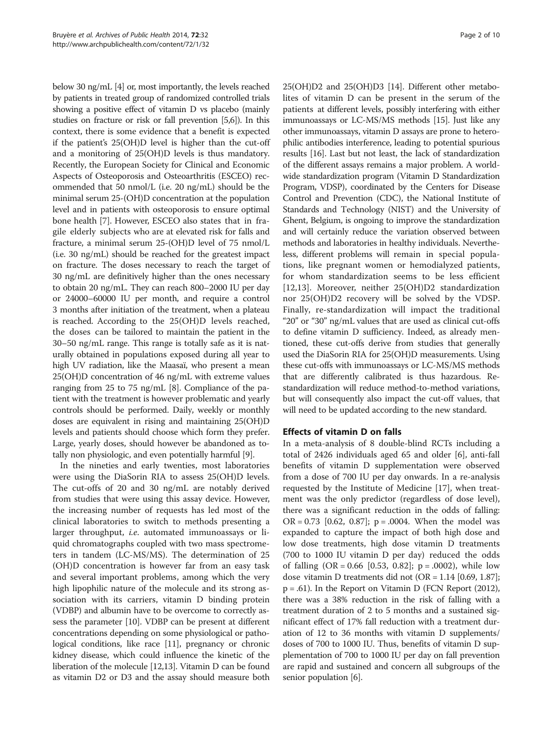below 30 ng/mL [4] or, most importantly, the levels reached by patients in treated group of randomized controlled trials showing a positive effect of vitamin D vs placebo (mainly studies on fracture or risk or fall prevention [5,6]). In this context, there is some evidence that a benefit is expected if the patient's 25(OH)D level is higher than the cut-off and a monitoring of 25(OH)D levels is thus mandatory. Recently, the European Society for Clinical and Economic Aspects of Osteoporosis and Osteoarthritis (ESCEO) recommended that 50 nmol/L (i.e. 20 ng/mL) should be the minimal serum 25-(OH)D concentration at the population level and in patients with osteoporosis to ensure optimal bone health [7]. However, ESCEO also states that in fragile elderly subjects who are at elevated risk for falls and fracture, a minimal serum 25-(OH)D level of 75 nmol/L (i.e. 30 ng/mL) should be reached for the greatest impact on fracture. The doses necessary to reach the target of 30 ng/mL are definitively higher than the ones necessary to obtain 20 ng/mL. They can reach 800–2000 IU per day or 24000–60000 IU per month, and require a control 3 months after initiation of the treatment, when a plateau is reached. According to the 25(OH)D levels reached, the doses can be tailored to maintain the patient in the 30–50 ng/mL range. This range is totally safe as it is naturally obtained in populations exposed during all year to high UV radiation, like the Maasaï, who present a mean 25(OH)D concentration of 46 ng/mL with extreme values ranging from 25 to 75 ng/mL [8]. Compliance of the patient with the treatment is however problematic and yearly controls should be performed. Daily, weekly or monthly doses are equivalent in rising and maintaining 25(OH)D levels and patients should choose which form they prefer. Large, yearly doses, should however be abandoned as totally non physiologic, and even potentially harmful [9].

In the nineties and early twenties, most laboratories were using the DiaSorin RIA to assess 25(OH)D levels. The cut-offs of 20 and 30 ng/mL are notably derived from studies that were using this assay device. However, the increasing number of requests has led most of the clinical laboratories to switch to methods presenting a larger throughput, *i.e.* automated immunoassays or liquid chromatographs coupled with two mass spectrometers in tandem (LC-MS/MS). The determination of 25 (OH)D concentration is however far from an easy task and several important problems, among which the very high lipophilic nature of the molecule and its strong association with its carriers, vitamin D binding protein (VDBP) and albumin have to be overcome to correctly assess the parameter [10]. VDBP can be present at different concentrations depending on some physiological or pathological conditions, like race [11], pregnancy or chronic kidney disease, which could influence the kinetic of the liberation of the molecule [12,13]. Vitamin D can be found as vitamin D2 or D3 and the assay should measure both 25(OH)D2 and 25(OH)D3 [14]. Different other metabolites of vitamin D can be present in the serum of the patients at different levels, possibly interfering with either immunoassays or LC-MS/MS methods [15]. Just like any other immunoassays, vitamin D assays are prone to heterophilic antibodies interference, leading to potential spurious results [16]. Last but not least, the lack of standardization of the different assays remains a major problem. A worldwide standardization program (Vitamin D Standardization Program, VDSP), coordinated by the Centers for Disease Control and Prevention (CDC), the National Institute of Standards and Technology (NIST) and the University of Ghent, Belgium, is ongoing to improve the standardization and will certainly reduce the variation observed between methods and laboratories in healthy individuals. Nevertheless, different problems will remain in special populations, like pregnant women or hemodialyzed patients, for whom standardization seems to be less efficient [12,13]. Moreover, neither 25(OH)D2 standardization nor 25(OH)D2 recovery will be solved by the VDSP. Finally, re-standardization will impact the traditional "20" or "30" ng/mL values that are used as clinical cut-offs to define vitamin D sufficiency. Indeed, as already mentioned, these cut-offs derive from studies that generally used the DiaSorin RIA for 25(OH)D measurements. Using these cut-offs with immunoassays or LC-MS/MS methods that are differently calibrated is thus hazardous. Re-standardization will reduce method-to-method variations, but will consequently also impact the cut-off values, that will need to be updated according to the new standard.

## Effects of vitamin D on falls

In a meta-analysis of 8 double-blind RCTs including a total of 2426 individuals aged 65 and older [6], anti-fall benefits of vitamin D supplementation were observed from a dose of 700 IU per day onwards. In a re-analysis requested by the Institute of Medicine [17], when treatment was the only predictor (regardless of dose level), there was a significant reduction in the odds of falling: OR = 0.73 [0.62, 0.87]; p = .0004. When the model was expanded to capture the impact of both high dose and low dose treatments, high dose vitamin D treatments (700 to 1000 IU vitamin D per day) reduced the odds of falling (OR = 0.66 [0.53, 0.82]; p = .0002), while low dose vitamin D treatments did not (OR = 1.14 [0.69, 1.87]; p = .61). In the Report on Vitamin D (FCN Report (2012), there was a 38% reduction in the risk of falling with a treatment duration of 2 to 5 months and a sustained significant effect of 17% fall reduction with a treatment duration of 12 to 36 months with vitamin D supplements/doses of 700 to 1000 IU. Thus, benefits of vitamin D supplementation of 700 to 1000 IU per day on fall prevention are rapid and sustained and concern all subgroups of the senior population [6].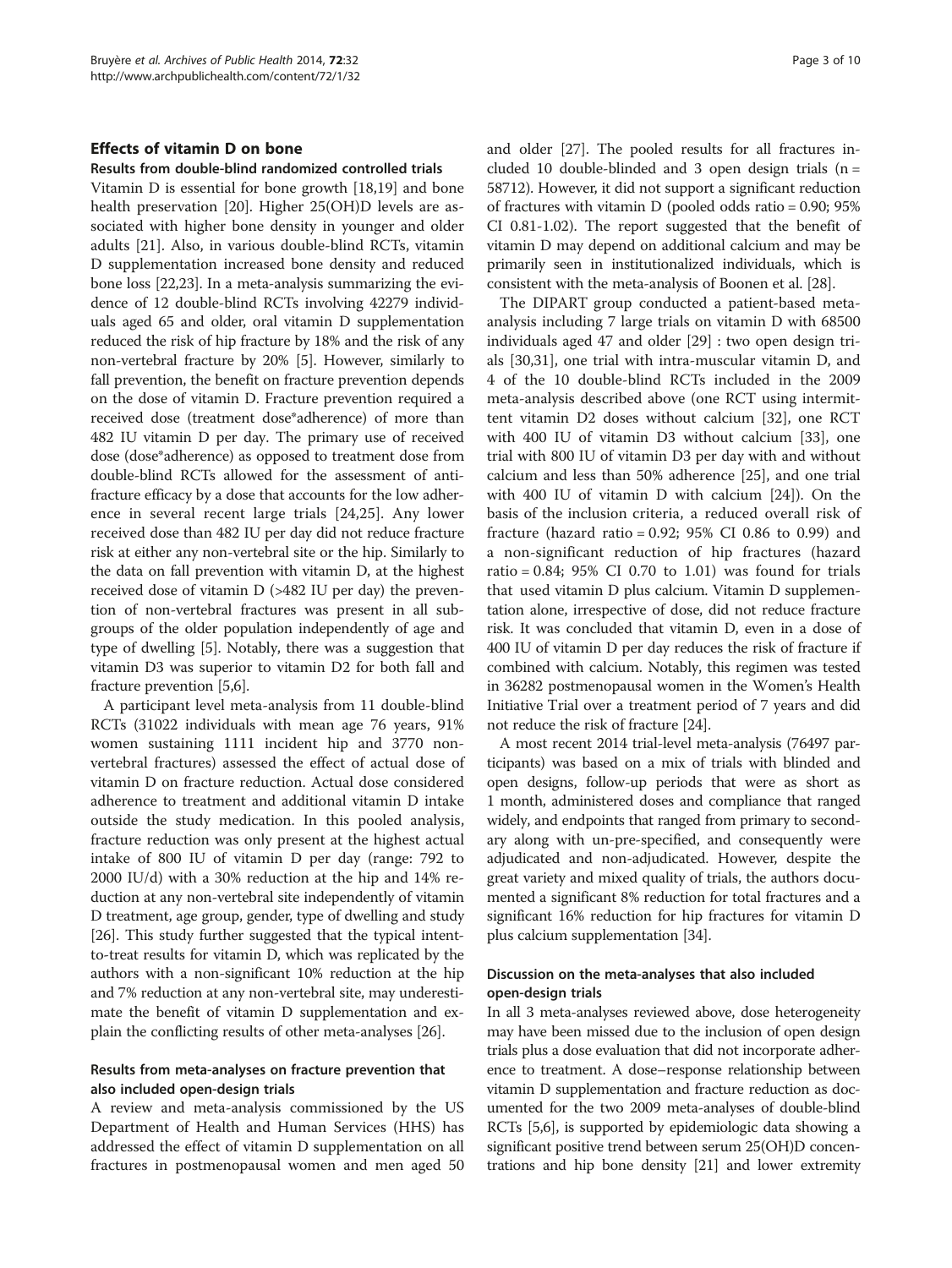### Effects of vitamin D on bone

#### Results from double-blind randomized controlled trials

Vitamin D is essential for bone growth [18,19] and bone health preservation [20]. Higher 25(OH)D levels are associated with higher bone density in younger and older adults [21]. Also, in various double-blind RCTs, vitamin D supplementation increased bone density and reduced bone loss [22,23]. In a meta-analysis summarizing the evidence of 12 double-blind RCTs involving 42279 individuals aged 65 and older, oral vitamin D supplementation reduced the risk of hip fracture by 18% and the risk of any non-vertebral fracture by 20% [5]. However, similarly to fall prevention, the benefit on fracture prevention depends on the dose of vitamin D. Fracture prevention required a received dose (treatment dose*adherence) of more than 482 IU vitamin D per day. The primary use of received dose (dose*adherence) as opposed to treatment dose from double-blind RCTs allowed for the assessment of anti-fracture efficacy by a dose that accounts for the low adherence in several recent large trials [24,25]. Any lower received dose than 482 IU per day did not reduce fracture risk at either any non-vertebral site or the hip. Similarly to the data on fall prevention with vitamin D, at the highest received dose of vitamin D (>482 IU per day) the prevention of non-vertebral fractures was present in all subgroups of the older population independently of age and type of dwelling [5]. Notably, there was a suggestion that vitamin D3 was superior to vitamin D2 for both fall and fracture prevention [5,6].

A participant level meta-analysis from 11 double-blind RCTs (31022 individuals with mean age 76 years, 91% women sustaining 1111 incident hip and 3770 non-vertebral fractures) assessed the effect of actual dose of vitamin D on fracture reduction. Actual dose considered adherence to treatment and additional vitamin D intake outside the study medication. In this pooled analysis, fracture reduction was only present at the highest actual intake of 800 IU of vitamin D per day (range: 792 to 2000 IU/d) with a 30% reduction at the hip and 14% reduction at any non-vertebral site independently of vitamin D treatment, age group, gender, type of dwelling and study [26]. This study further suggested that the typical intent-to-treat results for vitamin D, which was replicated by the authors with a non-significant 10% reduction at the hip and 7% reduction at any non-vertebral site, may underestimate the benefit of vitamin D supplementation and explain the conflicting results of other meta-analyses [26].

#### Results from meta-analyses on fracture prevention that also included open-design trials

A review and meta-analysis commissioned by the US Department of Health and Human Services (HHS) has addressed the effect of vitamin D supplementation on all fractures in postmenopausal women and men aged 50 and older [27]. The pooled results for all fractures included 10 double-blinded and 3 open design trials (n = 58712). However, it did not support a significant reduction of fractures with vitamin D (pooled odds ratio = 0.90; 95% CI 0.81-1.02). The report suggested that the benefit of vitamin D may depend on additional calcium and may be primarily seen in institutionalized individuals, which is consistent with the meta-analysis of Boonen et al. [28].

The DIPART group conducted a patient-based meta-analysis including 7 large trials on vitamin D with 68500 individuals aged 47 and older [29] : two open design trials [30,31], one trial with intra-muscular vitamin D, and 4 of the 10 double-blind RCTs included in the 2009 meta-analysis described above (one RCT using intermittent vitamin D2 doses without calcium [32], one RCT with 400 IU of vitamin D3 without calcium [33], one trial with 800 IU of vitamin D3 per day with and without calcium and less than 50% adherence [25], and one trial with 400 IU of vitamin D with calcium [24]). On the basis of the inclusion criteria, a reduced overall risk of fracture (hazard ratio = 0.92; 95% CI 0.86 to 0.99) and a non-significant reduction of hip fractures (hazard ratio = 0.84; 95% CI 0.70 to 1.01) was found for trials that used vitamin D plus calcium. Vitamin D supplementation alone, irrespective of dose, did not reduce fracture risk. It was concluded that vitamin D, even in a dose of 400 IU of vitamin D per day reduces the risk of fracture if combined with calcium. Notably, this regimen was tested in 36282 postmenopausal women in the Women's Health Initiative Trial over a treatment period of 7 years and did not reduce the risk of fracture [24].

A most recent 2014 trial-level meta-analysis (76497 participants) was based on a mix of trials with blinded and open designs, follow-up periods that were as short as 1 month, administered doses and compliance that ranged widely, and endpoints that ranged from primary to secondary along with un-pre-specified, and consequently were adjudicated and non-adjudicated. However, despite the great variety and mixed quality of trials, the authors documented a significant 8% reduction for total fractures and a significant 16% reduction for hip fractures for vitamin D plus calcium supplementation [34].

#### Discussion on the meta-analyses that also included open-design trials

In all 3 meta-analyses reviewed above, dose heterogeneity may have been missed due to the inclusion of open design trials plus a dose evaluation that did not incorporate adherence to treatment. A dose–response relationship between vitamin D supplementation and fracture reduction as documented for the two 2009 meta-analyses of double-blind RCTs [5,6], is supported by epidemiologic data showing a significant positive trend between serum 25(OH)D concentrations and hip bone density [21] and lower extremity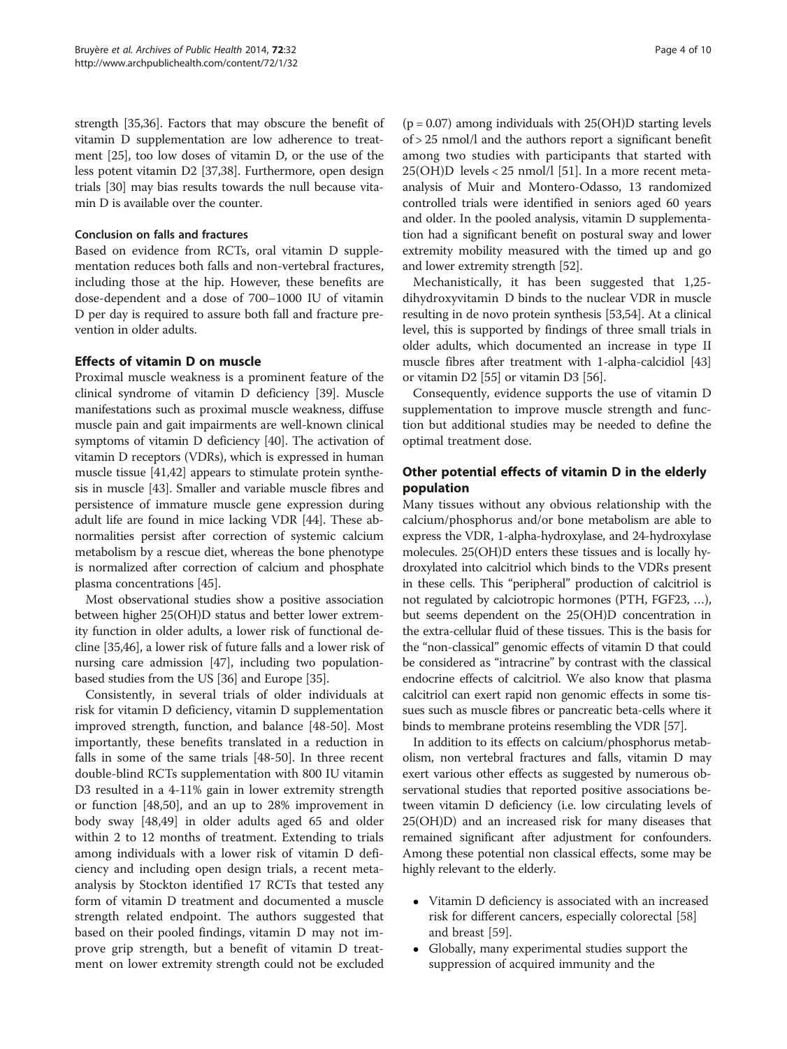strength [35,36]. Factors that may obscure the benefit of vitamin D supplementation are low adherence to treatment [25], too low doses of vitamin D, or the use of the less potent vitamin D2 [37,38]. Furthermore, open design trials [30] may bias results towards the null because vitamin D is available over the counter.

#### Conclusion on falls and fractures

Based on evidence from RCTs, oral vitamin D supplementation reduces both falls and non-vertebral fractures, including those at the hip. However, these benefits are dose-dependent and a dose of 700–1000 IU of vitamin D per day is required to assure both fall and fracture prevention in older adults.

### Effects of vitamin D on muscle

Proximal muscle weakness is a prominent feature of the clinical syndrome of vitamin D deficiency [39]. Muscle manifestations such as proximal muscle weakness, diffuse muscle pain and gait impairments are well-known clinical symptoms of vitamin D deficiency [40]. The activation of vitamin D receptors (VDRs), which is expressed in human muscle tissue [41,42] appears to stimulate protein synthesis in muscle [43]. Smaller and variable muscle fibres and persistence of immature muscle gene expression during adult life are found in mice lacking VDR [44]. These abnormalities persist after correction of systemic calcium metabolism by a rescue diet, whereas the bone phenotype is normalized after correction of calcium and phosphate plasma concentrations [45].

Most observational studies show a positive association between higher 25(OH)D status and better lower extremity function in older adults, a lower risk of functional decline [35,46], a lower risk of future falls and a lower risk of nursing care admission [47], including two population-based studies from the US [36] and Europe [35].

Consistently, in several trials of older individuals at risk for vitamin D deficiency, vitamin D supplementation improved strength, function, and balance [48-50]. Most importantly, these benefits translated in a reduction in falls in some of the same trials [48-50]. In three recent double-blind RCTs supplementation with 800 IU vitamin D3 resulted in a 4-11% gain in lower extremity strength or function [48,50], and an up to 28% improvement in body sway [48,49] in older adults aged 65 and older within 2 to 12 months of treatment. Extending to trials among individuals with a lower risk of vitamin D deficiency and including open design trials, a recent meta-analysis by Stockton identified 17 RCTs that tested any form of vitamin D treatment and documented a muscle strength related endpoint. The authors suggested that based on their pooled findings, vitamin D may not improve grip strength, but a benefit of vitamin D treatment on lower extremity strength could not be excluded ($p = 0.07$) among individuals with 25(OH)D starting levels of > 25 nmol/l and the authors report a significant benefit among two studies with participants that started with 25(OH)D levels < 25 nmol/l [51]. In a more recent meta-analysis of Muir and Montero-Odasso, 13 randomized controlled trials were identified in seniors aged 60 years and older. In the pooled analysis, vitamin D supplementation had a significant benefit on postural sway and lower extremity mobility measured with the timed up and go and lower extremity strength [52].

Mechanistically, it has been suggested that 1,25-dihydroxyvitamin D binds to the nuclear VDR in muscle resulting in de novo protein synthesis [53,54]. At a clinical level, this is supported by findings of three small trials in older adults, which documented an increase in type II muscle fibres after treatment with 1-alpha-calcidiol [43] or vitamin D2 [55] or vitamin D3 [56].

Consequently, evidence supports the use of vitamin D supplementation to improve muscle strength and function but additional studies may be needed to define the optimal treatment dose.

### Other potential effects of vitamin D in the elderly population

Many tissues without any obvious relationship with the calcium/phosphorus and/or bone metabolism are able to express the VDR, 1-alpha-hydroxylase, and 24-hydroxylase molecules. 25(OH)D enters these tissues and is locally hydroxylated into calcitriol which binds to the VDRs present in these cells. This "peripheral" production of calcitriol is not regulated by calciotropic hormones (PTH, FGF23, …), but seems dependent on the 25(OH)D concentration in the extra-cellular fluid of these tissues. This is the basis for the "non-classical" genomic effects of vitamin D that could be considered as "intracrine" by contrast with the classical endocrine effects of calcitriol. We also know that plasma calcitriol can exert rapid non genomic effects in some tissues such as muscle fibres or pancreatic beta-cells where it binds to membrane proteins resembling the VDR [57].

In addition to its effects on calcium/phosphorus metabolism, non vertebral fractures and falls, vitamin D may exert various other effects as suggested by numerous observational studies that reported positive associations between vitamin D deficiency (i.e. low circulating levels of 25(OH)D) and an increased risk for many diseases that remained significant after adjustment for confounders. Among these potential non classical effects, some may be highly relevant to the elderly.

- Vitamin D deficiency is associated with an increased risk for different cancers, especially colorectal [58] and breast [59].
- Globally, many experimental studies support the suppression of acquired immunity and the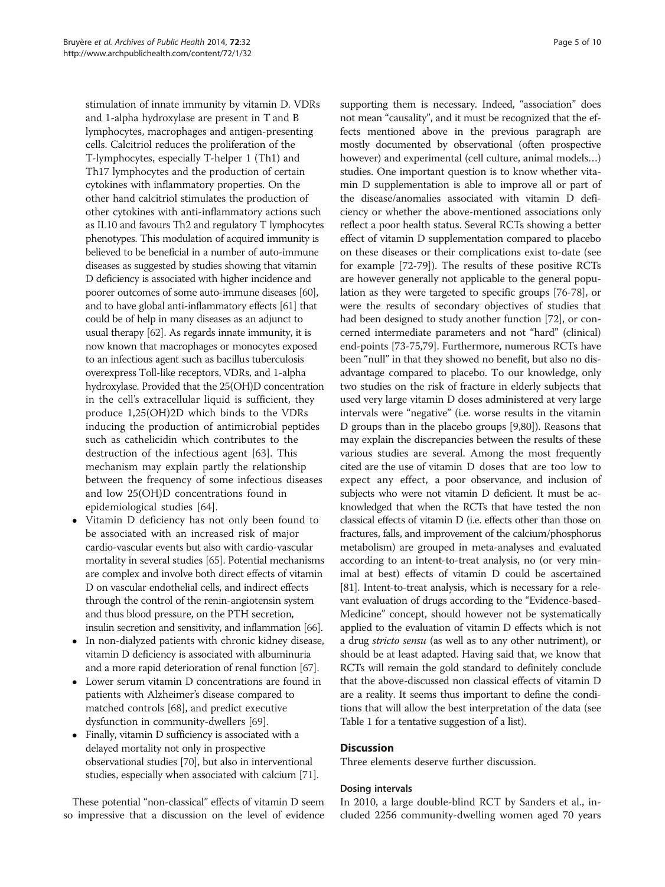stimulation of innate immunity by vitamin D. VDRs and 1-alpha hydroxylase are present in T and B lymphocytes, macrophages and antigen-presenting cells. Calcitriol reduces the proliferation of the T-lymphocytes, especially T-helper 1 (Th1) and Th17 lymphocytes and the production of certain cytokines with inflammatory properties. On the other hand calcitriol stimulates the production of other cytokines with anti-inflammatory actions such as IL10 and favours Th2 and regulatory T lymphocytes phenotypes. This modulation of acquired immunity is believed to be beneficial in a number of auto-immune diseases as suggested by studies showing that vitamin D deficiency is associated with higher incidence and poorer outcomes of some auto-immune diseases [60], and to have global anti-inflammatory effects [61] that could be of help in many diseases as an adjunct to usual therapy [62]. As regards innate immunity, it is now known that macrophages or monocytes exposed to an infectious agent such as bacillus tuberculosis overexpress Toll-like receptors, VDRs, and 1-alpha hydroxylase. Provided that the 25(OH)D concentration in the cell's extracellular liquid is sufficient, they produce 1,25(OH)2D which binds to the VDRs inducing the production of antimicrobial peptides such as cathelicidin which contributes to the destruction of the infectious agent [63]. This mechanism may explain partly the relationship between the frequency of some infectious diseases and low 25(OH)D concentrations found in epidemiological studies [64].

- Vitamin D deficiency has not only been found to be associated with an increased risk of major cardio-vascular events but also with cardio-vascular mortality in several studies [65]. Potential mechanisms are complex and involve both direct effects of vitamin D on vascular endothelial cells, and indirect effects through the control of the renin-angiotensin system and thus blood pressure, on the PTH secretion, insulin secretion and sensitivity, and inflammation [66].
- In non-dialyzed patients with chronic kidney disease, vitamin D deficiency is associated with albuminuria and a more rapid deterioration of renal function [67].
- Lower serum vitamin D concentrations are found in patients with Alzheimer's disease compared to matched controls [68], and predict executive dysfunction in community-dwellers [69].
- Finally, vitamin D sufficiency is associated with a delayed mortality not only in prospective observational studies [70], but also in interventional studies, especially when associated with calcium [71].

These potential "non-classical" effects of vitamin D seem so impressive that a discussion on the level of evidence supporting them is necessary. Indeed, "association" does not mean "causality", and it must be recognized that the effects mentioned above in the previous paragraph are mostly documented by observational (often prospective however) and experimental (cell culture, animal models…) studies. One important question is to know whether vitamin D supplementation is able to improve all or part of the disease/anomalies associated with vitamin D deficiency or whether the above-mentioned associations only reflect a poor health status. Several RCTs showing a better effect of vitamin D supplementation compared to placebo on these diseases or their complications exist to-date (see for example [72-79]). The results of these positive RCTs are however generally not applicable to the general population as they were targeted to specific groups [76-78], or were the results of secondary objectives of studies that had been designed to study another function [72], or concerned intermediate parameters and not "hard" (clinical) end-points [73-75,79]. Furthermore, numerous RCTs have been "null" in that they showed no benefit, but also no disadvantage compared to placebo. To our knowledge, only two studies on the risk of fracture in elderly subjects that used very large vitamin D doses administered at very large intervals were "negative" (i.e. worse results in the vitamin D groups than in the placebo groups [9,80]). Reasons that may explain the discrepancies between the results of these various studies are several. Among the most frequently cited are the use of vitamin D doses that are too low to expect any effect, a poor observance, and inclusion of subjects who were not vitamin D deficient. It must be acknowledged that when the RCTs that have tested the non classical effects of vitamin D (i.e. effects other than those on fractures, falls, and improvement of the calcium/phosphorus metabolism) are grouped in meta-analyses and evaluated according to an intent-to-treat analysis, no (or very minimal at best) effects of vitamin D could be ascertained [81]. Intent-to-treat analysis, which is necessary for a relevant evaluation of drugs according to the "Evidence-based-Medicine" concept, should however not be systematically applied to the evaluation of vitamin D effects which is not a drug *stricto sensu* (as well as to any other nutriment), or should be at least adapted. Having said that, we know that RCTs will remain the gold standard to definitely conclude that the above-discussed non classical effects of vitamin D are a reality. It seems thus important to define the conditions that will allow the best interpretation of the data (see Table 1 for a tentative suggestion of a list).

## Discussion

Three elements deserve further discussion.

### Dosing intervals

In 2010, a large double-blind RCT by Sanders et al., included 2256 community-dwelling women aged 70 years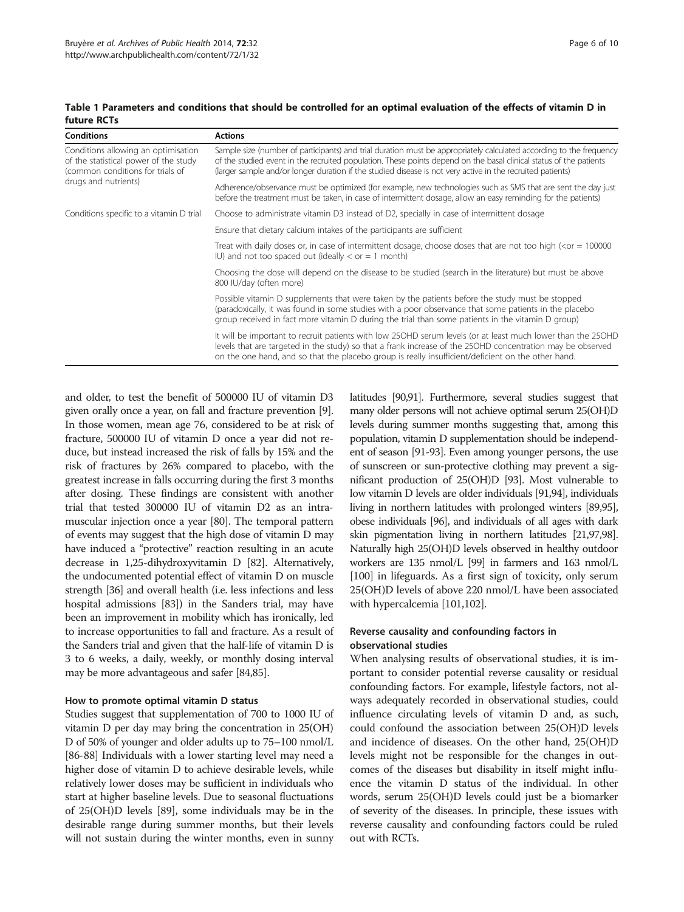**Table 1 Parameters and conditions that should be controlled for an optimal evaluation of the effects of vitamin D in future RCTs**

| Conditions | Actions |
| --- | --- |
| Conditions allowing an optimisation of the statistical power of the study (common conditions for trials of drugs and nutrients) | Sample size (number of participants) and trial duration must be appropriately calculated according to the frequency of the studied event in the recruited population. These points depend on the basal clinical status of the patients (larger sample and/or longer duration if the studied disease is not very active in the recruited patients) |
| | Adherence/observance must be optimized (for example, new technologies such as SMS that are sent the day just before the treatment must be taken, in case of intermittent dosage, allow an easy reminding for the patients) |
| Conditions specific to a vitamin D trial | Choose to administrate vitamin D3 instead of D2, specially in case of intermittent dosage |
| | Ensure that dietary calcium intakes of the participants are sufficient |
| | Treat with daily doses or, in case of intermittent dosage, choose doses that are not too high (<or = 100000 IU) and not too spaced out (ideally < or = 1 month) |
| | Choosing the dose will depend on the disease to be studied (search in the literature) but must be above 800 IU/day (often more) |
| | Possible vitamin D supplements that were taken by the patients before the study must be stopped (paradoxically, it was found in some studies with a poor observance that some patients in the placebo group received in fact more vitamin D during the trial than some patients in the vitamin D group) |
| | It will be important to recruit patients with low 25OHD serum levels (or at least much lower than the 25OHD levels that are targeted in the study) so that a frank increase of the 25OHD concentration may be observed on the one hand, and so that the placebo group is really insufficient/deficient on the other hand. |

and older, to test the benefit of 500000 IU of vitamin D3 given orally once a year, on fall and fracture prevention [9]. In those women, mean age 76, considered to be at risk of fracture, 500000 IU of vitamin D once a year did not reduce, but instead increased the risk of falls by 15% and the risk of fractures by 26% compared to placebo, with the greatest increase in falls occurring during the first 3 months after dosing. These findings are consistent with another trial that tested 300000 IU of vitamin D2 as an intramuscular injection once a year [80]. The temporal pattern of events may suggest that the high dose of vitamin D may have induced a "protective" reaction resulting in an acute decrease in 1,25-dihydroxyvitamin D [82]. Alternatively, the undocumented potential effect of vitamin D on muscle strength [36] and overall health (i.e. less infections and less hospital admissions [83]) in the Sanders trial, may have been an improvement in mobility which has ironically, led to increase opportunities to fall and fracture. As a result of the Sanders trial and given that the half-life of vitamin D is 3 to 6 weeks, a daily, weekly, or monthly dosing interval may be more advantageous and safer [84,85].

### How to promote optimal vitamin D status

Studies suggest that supplementation of 700 to 1000 IU of vitamin D per day may bring the concentration in 25(OH) D of 50% of younger and older adults up to 75–100 nmol/L [86-88] Individuals with a lower starting level may need a higher dose of vitamin D to achieve desirable levels, while relatively lower doses may be sufficient in individuals who start at higher baseline levels. Due to seasonal fluctuations of 25(OH)D levels [89], some individuals may be in the desirable range during summer months, but their levels will not sustain during the winter months, even in sunny latitudes [90,91]. Furthermore, several studies suggest that many older persons will not achieve optimal serum 25(OH)D levels during summer months suggesting that, among this population, vitamin D supplementation should be independent of season [91-93]. Even among younger persons, the use of sunscreen or sun-protective clothing may prevent a significant production of 25(OH)D [93]. Most vulnerable to low vitamin D levels are older individuals [91,94], individuals living in northern latitudes with prolonged winters [89,95], obese individuals [96], and individuals of all ages with dark skin pigmentation living in northern latitudes [21,97,98]. Naturally high 25(OH)D levels observed in healthy outdoor workers are 135 nmol/L [99] in farmers and 163 nmol/L [100] in lifeguards. As a first sign of toxicity, only serum 25(OH)D levels of above 220 nmol/L have been associated with hypercalcemia [101,102].

### Reverse causality and confounding factors in observational studies

When analysing results of observational studies, it is important to consider potential reverse causality or residual confounding factors. For example, lifestyle factors, not always adequately recorded in observational studies, could influence circulating levels of vitamin D and, as such, could confound the association between 25(OH)D levels and incidence of diseases. On the other hand, 25(OH)D levels might not be responsible for the changes in outcomes of the diseases but disability in itself might influence the vitamin D status of the individual. In other words, serum 25(OH)D levels could just be a biomarker of severity of the diseases. In principle, these issues with reverse causality and confounding factors could be ruled out with RCTs.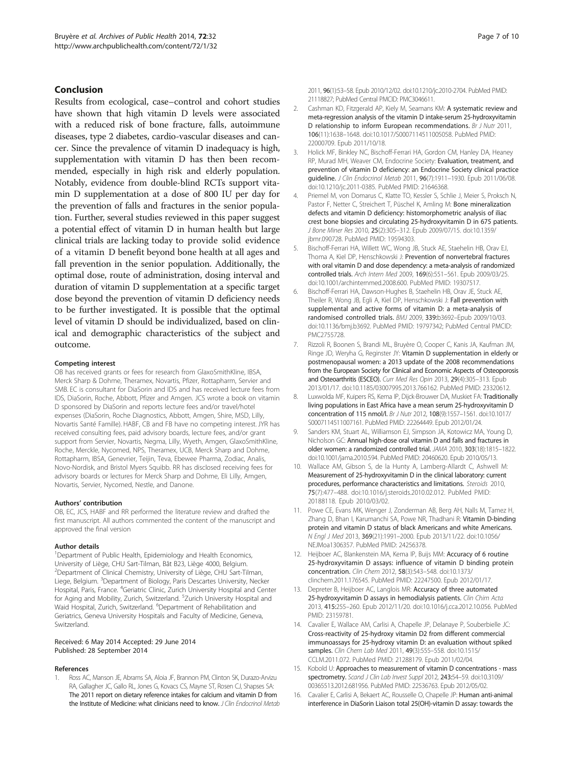## Conclusion

Results from ecological, case–control and cohort studies have shown that high vitamin D levels were associated with a reduced risk of bone fracture, falls, autoimmune diseases, type 2 diabetes, cardio-vascular diseases and cancer. Since the prevalence of vitamin D inadequacy is high, supplementation with vitamin D has then been recommended, especially in high risk and elderly population. Notably, evidence from double-blind RCTs support vitamin D supplementation at a dose of 800 IU per day for the prevention of falls and fractures in the senior population. Further, several studies reviewed in this paper suggest a potential effect of vitamin D in human health but large clinical trials are lacking today to provide solid evidence of a vitamin D benefit beyond bone health at all ages and fall prevention in the senior population. Additionally, the optimal dose, route of administration, dosing interval and duration of vitamin D supplementation at a specific target dose beyond the prevention of vitamin D deficiency needs to be further investigated. It is possible that the optimal level of vitamin D should be individualized, based on clinical and demographic characteristics of the subject and outcome.

#### Competing interest

OB has received grants or fees for research from GlaxoSmithKline, IBSA, Merck Sharp & Dohme, Theramex, Novartis, Pfizer, Rottapharm, Servier and SMB. EC is consultant for DiaSorin and IDS and has received lecture fees from IDS, DiaSorin, Roche, Abbott, Pfizer and Amgen. JCS wrote a book on vitamin D sponsored by DiaSorin and reports lecture fees and/or travel/hotel expenses (DiaSorin, Roche Diagnostics, Abbott, Amgen, Shire, MSD, Lilly, Novartis Santé Famille). HABF, CB and FB have no competing interest. JYR has received consulting fees, paid advisory boards, lecture fees, and/or grant support from Servier, Novartis, Negma, Lilly, Wyeth, Amgen, GlaxoSmithKline, Roche, Merckle, Nycomed, NPS, Theramex, UCB, Merck Sharp and Dohme, Rottapharm, IBSA, Genevrier, Teijin, Teva, Ebewee Pharma, Zodiac, Analis, Novo-Nordisk, and Bristol Myers Squibb. RR has disclosed receiving fees for advisory boards or lectures for Merck Sharp and Dohme, Eli Lilly, Amgen, Novartis, Servier, Nycomed, Nestle, and Danone.

#### Authors' contribution

OB, EC, JCS, HABF and RR performed the literature review and drafted the first manuscript. All authors commented the content of the manuscript and approved the final version

#### Author details

[1]Department of Public Health, Epidemiology and Health Economics, University of Liège, CHU Sart-Tilman, Bât B23, Liège 4000, Belgium. [2]Department of Clinical Chemistry, University of Liège, CHU Sart-Tilman, Liege, Belgium. [3]Department of Biology, Paris Descartes University, Necker Hospital, Paris, France. [4]Geriatric Clinic, Zurich University Hospital and Center for Aging and Mobility, Zurich, Switzerland. [5]Zurich University Hospital and Waid Hospital, Zurich, Switzerland. [6]Department of Rehabilitation and Geriatrics, Geneva University Hospitals and Faculty of Medicine, Geneva, Switzerland.

Received: 6 May 2014 Accepted: 29 June 2014
Published: 28 September 2014

#### References

1. Ross AC, Manson JE, Abrams SA, Aloia JF, Brannon PM, Clinton SK, Durazo-Arvizu RA, Gallagher JC, Gallo RL, Jones G, Kovacs CS, Mayne ST, Rosen CJ, Shapses SA: **The 2011 report on dietary reference intakes for calcium and vitamin D from the Institute of Medicine: what clinicians need to know.** *J Clin Endocrinol Metab* 2011, **96**(1):53–58. Epub 2010/12/02. doi:10.1210/jc.2010-2704. PubMed PMID: 21118827; PubMed Central PMCID: PMC3046611.
2. Cashman KD, Fitzgerald AP, Kiely M, Seamans KM: **A systematic review and meta-regression analysis of the vitamin D intake-serum 25-hydroxyvitamin D relationship to inform European recommendations.** *Br J Nutr* 2011, **106**(11):1638–1648. doi:10.1017/S0007114511005058. PubMed PMID: 22000709. Epub 2011/10/18.
3. Holick MF, Binkley NC, Bischoff-Ferrari HA, Gordon CM, Hanley DA, Heaney RP, Murad MH, Weaver CM, Endocrine Society: **Evaluation, treatment, and prevention of vitamin D deficiency: an Endocrine Society clinical practice guideline.** *J Clin Endocrinol Metab* 2011, **96**(7):1911–1930. Epub 2011/06/08. doi:10.1210/jc.2011-0385. PubMed PMID: 21646368.
4. Priemel M, von Domarus C, Klatte TO, Kessler S, Schlie J, Meier S, Proksch N, Pastor F, Netter C, Streichert T, Püschel K, Amling M: **Bone mineralization defects and vitamin D deficiency: histomorphometric analysis of iliac crest bone biopsies and circulating 25-hydroxyvitamin D in 675 patients.** *J Bone Miner Res* 2010, **25**(2):305–312. Epub 2009/07/15. doi:10.1359/jbmr.090728. PubMed PMID: 19594303.
5. Bischoff-Ferrari HA, Willett WC, Wong JB, Stuck AE, Staehelin HB, Orav EJ, Thoma A, Kiel DP, Henschkowski J: **Prevention of nonvertebral fractures with oral vitamin D and dose dependency: a meta-analysis of randomized controlled trials.** *Arch Intern Med* 2009, **169**(6):551–561. Epub 2009/03/25. doi:10.1001/archinternmed.2008.600. PubMed PMID: 19307517.
6. Bischoff-Ferrari HA, Dawson-Hughes B, Staehelin HB, Orav JE, Stuck AE, Theiler R, Wong JB, Egli A, Kiel DP, Henschkowski J: **Fall prevention with supplemental and active forms of vitamin D: a meta-analysis of randomised controlled trials.** *BMJ* 2009, **339**:b3692–Epub 2009/10/03. doi:10.1136/bmj.b3692. PubMed PMID: 19797342; PubMed Central PMCID: PMC2755728.
7. Rizzoli R, Boonen S, Brandi ML, Bruyère O, Cooper C, Kanis JA, Kaufman JM, Ringe JD, Weryha G, Reginster JY: **Vitamin D supplementation in elderly or postmenopausal women: a 2013 update of the 2008 recommendations from the European Society for Clinical and Economic Aspects of Osteoporosis and Osteoarthritis (ESCEO).** *Curr Med Res Opin* 2013, **29**(4):305–313. Epub 2013/01/17. doi:10.1185/03007995.2013.766162. PubMed PMID: 23320612.
8. Luxwolda MF, Kuipers RS, Kema IP, Dijck-Brouwer DA, Muskiet FA: **Traditionally living populations in East Africa have a mean serum 25-hydroxyvitamin D concentration of 115 nmol/l.** *Br J Nutr* 2012, **108**(9):1557–1561. doi:10.1017/S0007114511007161. PubMed PMID: 22264449. Epub 2012/01/24.
9. Sanders KM, Stuart AL, Williamson EJ, Simpson JA, Kotowicz MA, Young D, Nicholson GC: **Annual high-dose oral vitamin D and falls and fractures in older women: a randomized controlled trial.** *JAMA* 2010, **303**(18):1815–1822. doi:10.1001/jama.2010.594. PubMed PMID: 20460620. Epub 2010/05/13.
10. Wallace AM, Gibson S, de la Hunty A, Lamberg-Allardt C, Ashwell M: **Measurement of 25-hydroxyvitamin D in the clinical laboratory: current procedures, performance characteristics and limitations.** *Steroids* 2010, **75**(7):477–488. doi:10.1016/j.steroids.2010.02.012. PubMed PMID: 20188118. Epub 2010/03/02.
11. Powe CE, Evans MK, Wenger J, Zonderman AB, Berg AH, Nalls M, Tamez H, Zhang D, Bhan I, Karumanchi SA, Powe NR, Thadhani R: **Vitamin D-binding protein and vitamin D status of black Americans and white Americans.** *N Engl J Med* 2013, **369**(21):1991–2000. Epub 2013/11/22. doi:10.1056/NEJMoa1306357. PubMed PMID: 24256378.
12. Heijboer AC, Blankenstein MA, Kema IP, Buijs MM: **Accuracy of 6 routine 25-hydroxyvitamin D assays: influence of vitamin D binding protein concentration.** *Clin Chem* 2012, **58**(3):543–548. doi:10.1373/clinchem.2011.176545. PubMed PMID: 22247500. Epub 2012/01/17.
13. Depreter B, Heijboer AC, Langlois MR: **Accuracy of three automated 25-hydroxyvitamin D assays in hemodialysis patients.** *Clin Chim Acta* 2013, **415**:255–260. Epub 2012/11/20. doi:10.1016/j.cca.2012.10.056. PubMed PMID: 23159781.
14. Cavalier E, Wallace AM, Carlisi A, Chapelle JP, Delanaye P, Souberbielle JC: **Cross-reactivity of 25-hydroxy vitamin D2 from different commercial immunoassays for 25-hydroxy vitamin D: an evaluation without spiked samples.** *Clin Chem Lab Med* 2011, **49**(3):555–558. doi:10.1515/CCLM.2011.072. PubMed PMID: 21288179. Epub 2011/02/04.
15. Kobold U: **Approaches to measurement of vitamin D concentrations - mass spectrometry.** *Scand J Clin Lab Invest Suppl* 2012, **243**:54–59. doi:10.3109/00365513.2012.681956. PubMed PMID: 22536763. Epub 2012/05/02.
16. Cavalier E, Carlisi A, Bekaert AC, Rousselle O, Chapelle JP: **Human anti-animal interference in DiaSorin Liaison total 25(OH)-vitamin D assay: towards the**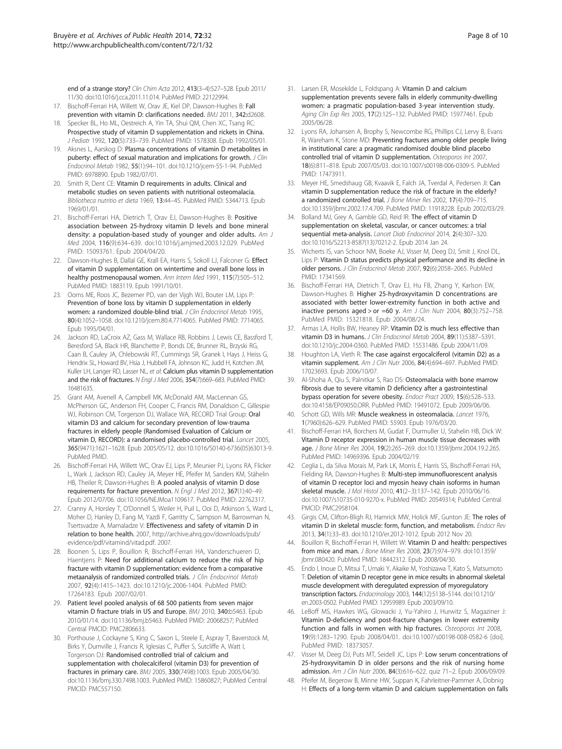end of a strange story? *Clin Chim Acta* 2012, **413**(3–4):527–528. Epub 2011/11/30. doi:10.1016/j.cca.2011.11.014. PubMed PMID: 22122994.

17. Bischoff-Ferrari HA, Willett W, Orav JE, Kiel DP, Dawson-Hughes B: **Fall prevention with vitamin D: clarifications needed.** *BMJ* 2011, **342:**d2608.
18. Specker BL, Ho ML, Oestreich A, Yin TA, Shui QM, Chen XC, Tsang RC: **Prospective study of vitamin D supplementation and rickets in China.** *J Pediatr* 1992, **120**(5):733–739. PubMed PMID: 1578308. Epub 1992/05/01.
19. Aksnes L, Aarskog D: **Plasma concentrations of vitamin D metabolites in puberty: effect of sexual maturation and implications for growth.** *J Clin Endocrinol Metab* 1982, **55**(1):94–101. doi:10.1210/jcem-55-1-94. PubMed PMID: 6978890. Epub 1982/07/01.
20. Smith R, Dent CE: **Vitamin D requirements in adults. Clinical and metabolic studies on seven patients with nutritional osteomalacia.** *Bibliotheca nutritio et dieta* 1969, **13:**44–45. PubMed PMID: 5344713. Epub 1969/01/01.
21. Bischoff-Ferrari HA, Dietrich T, Orav EJ, Dawson-Hughes B: **Positive association between 25-hydroxy vitamin D levels and bone mineral density: a population-based study of younger and older adults.** *Am J Med* 2004, **116**(9):634–639. doi:10.1016/j.amjmed.2003.12.029. PubMed PMID: 15093761. Epub 2004/04/20.
22. Dawson-Hughes B, Dallal GE, Krall EA, Harris S, Sokoll LJ, Falconer G: **Effect of vitamin D supplementation on wintertime and overall bone loss in healthy postmenopausal women.** *Ann Intern Med* 1991, **115**(7):505–512. PubMed PMID: 1883119. Epub 1991/10/01.
23. Ooms ME, Roos JC, Bezemer PD, van der Vijgh WJ, Bouter LM, Lips P: **Prevention of bone loss by vitamin D supplementation in elderly women: a randomized double-blind trial.** *J Clin Endocrinol Metab* 1995, **80**(4):1052–1058. doi:10.1210/jcem.80.4.7714065. PubMed PMID: 7714065. Epub 1995/04/01.
24. Jackson RD, LaCroix AZ, Gass M, Wallace RB, Robbins J, Lewis CE, Bassford T, Beresford SA, Black HR, Blanchette P, Bonds DE, Brunner RL, Brzyski RG, Caan B, Cauley JA, Chlebowski RT, Cummings SR, Granek I, Hays J, Heiss G, Hendrix SL, Howard BV, Hsia J, Hubbell FA, Johnson KC, Judd H, Kotchen JM, Kuller LH, Langer RD, Lasser NL, *et al*: **Calcium plus vitamin D supplementation and the risk of fractures.** *N Engl J Med* 2006, **354**(7):669–683. PubMed PMID: 16481635.
25. Grant AM, Avenell A, Campbell MK, McDonald AM, MacLennan GS, McPherson GC, Anderson FH, Cooper C, Francis RM, Donaldson C, Gillespie WJ, Robinson CM, Torgerson DJ, Wallace WA, RECORD Trial Group: **Oral vitamin D3 and calcium for secondary prevention of low-trauma fractures in elderly people (Randomised Evaluation of Calcium or vitamin D, RECORD): a randomised placebo-controlled trial.** *Lancet* 2005, **365**(9471):1621–1628. Epub 2005/05/12. doi:10.1016/S0140-6736(05)63013-9. PubMed PMID.
26. Bischoff-Ferrari HA, Willett WC, Orav EJ, Lips P, Meunier PJ, Lyons RA, Flicker L, Wark J, Jackson RD, Cauley JA, Meyer HE, Pfeifer M, Sanders KM, Stähelin HB, Theiler R, Dawson-Hughes B: **A pooled analysis of vitamin D dose requirements for fracture prevention.** *N Engl J Med* 2012, **367**(1):40–49. Epub 2012/07/06. doi:10.1056/NEJMoa1109617. PubMed PMID: 22762317.
27. Cranny A, Horsley T, O'Donnell S, Weiler H, Puil L, Ooi D, Atkinson S, Ward L, Moher D, Hanley D, Fang M, Yazdi F, Garritty C, Sampson M, Barrowman N, Tsertsvadze A, Mamaladze V: **Effectiveness and safety of vitamin D in relation to bone health.** 2007, http://archive.ahrq.gov/downloads/pub/evidence/pdf/vitamind/vitad.pdf. 2007.
28. Boonen S, Lips P, Bouillon R, Bischoff-Ferrari HA, Vanderschueren D, Haentjens P: **Need for additional calcium to reduce the risk of hip fracture with vitamin D supplementation: evidence from a comparative metaanalysis of randomized controlled trials.** *J Clin Endocrinol Metab* 2007, **92**(4):1415–1423. doi:10.1210/jc.2006-1404. PubMed PMID: 17264183. Epub 2007/02/01.
29. **Patient level pooled analysis of 68 500 patients from seven major vitamin D fracture trials in US and Europe.** *BMJ* 2010, **340:**b5463. Epub 2010/01/14. doi:10.1136/bmj.b5463. PubMed PMID: 20068257; PubMed Central PMCID: PMC2806633.
30. Porthouse J, Cockayne S, King C, Saxon L, Steele E, Aspray T, Baverstock M, Birks Y, Dumville J, Francis R, Iglesias C, Puffer S, Sutcliffe A, Watt I, Torgerson DJ: **Randomised controlled trial of calcium and supplementation with cholecalciferol (vitamin D3) for prevention of fractures in primary care.** *BMJ* 2005, **330**(7498):1003. Epub 2005/04/30. doi:10.1136/bmj.330.7498.1003. PubMed PMID: 15860827; PubMed Central PMCID: PMC557150.
31. Larsen ER, Mosekilde L, Foldspang A: **Vitamin D and calcium supplementation prevents severe falls in elderly community-dwelling women: a pragmatic population-based 3-year intervention study.** *Aging Clin Exp Res* 2005, **17**(2):125–132. PubMed PMID: 15977461. Epub 2005/06/28.
32. Lyons RA, Johansen A, Brophy S, Newcombe RG, Phillips CJ, Lervy B, Evans R, Wareham K, Stone MD: **Preventing fractures among older people living in institutional care: a pragmatic randomised double blind placebo controlled trial of vitamin D supplementation.** *Osteoporos Int* 2007, **18**(6):811–818. Epub 2007/05/03. doi:10.1007/s00198-006-0309-5. PubMed PMID: 17473911.
33. Meyer HE, Smedshaug GB, Kvaavik E, Falch JA, Tverdal A, Pedersen JI: **Can vitamin D supplementation reduce the risk of fracture in the elderly? a randomized controlled trial.** *J Bone Miner Res* 2002, **17**(4):709–715. doi:10.1359/jbmr.2002.17.4.709. PubMed PMID: 11918228. Epub 2002/03/29.
34. Bolland MJ, Grey A, Gamble GD, Reid IR: **The effect of vitamin D supplementation on skeletal, vascular, or cancer outcomes: a trial sequential meta-analysis.** *Lancet Diab Endocrinol* 2014, **2**(4):307–320. doi:10.1016/S2213-8587(13)70212-2. Epub 2014 Jan 24.
35. Wicherts IS, van Schoor NM, Boeke AJ, Visser M, Deeg DJ, Smit J, Knol DL, Lips P: **Vitamin D status predicts physical performance and its decline in older persons.** *J Clin Endocrinol Metab* 2007, **92**(6):2058–2065. PubMed PMID: 17341569.
36. Bischoff-Ferrari HA, Dietrich T, Orav EJ, Hu FB, Zhang Y, Karlson EW, Dawson-Hughes B: **Higher 25-hydroxyvitamin D concentrations are associated with better lower-extremity function in both active and inactive persons aged > or =60 y.** *Am J Clin Nutr* 2004, **80**(3):752–758. PubMed PMID: 15321818. Epub 2004/08/24.
37. Armas LA, Hollis BW, Heaney RP: **Vitamin D2 is much less effective than vitamin D3 in humans.** *J Clin Endocrinol Metab* 2004, **89**(11):5387–5391. doi:10.1210/jc.2004-0360. PubMed PMID: 15531486. Epub 2004/11/09.
38. Houghton LA, Vieth R: **The case against ergocalciferol (vitamin D2) as a vitamin supplement.** *Am J Clin Nutr* 2006, **84**(4):694–697. PubMed PMID: 17023693. Epub 2006/10/07.
39. Al-Shoha A, Qiu S, Palnitkar S, Rao DS: **Osteomalacia with bone marrow fibrosis due to severe vitamin D deficiency after a gastrointestinal bypass operation for severe obesity.** *Endocr Pract* 2009, **15**(6):528–533. doi:10.4158/EP09050.ORR. PubMed PMID: 19491072. Epub 2009/06/06.
40. Schott GD, Wills MR: **Muscle weakness in osteomalacia.** *Lancet* 1976, **1**(7960):626–629. PubMed PMID: 55903. Epub 1976/03/20.
41. Bischoff-Ferrari HA, Borchers M, Gudat F, Durmuller U, Stahelin HB, Dick W: **Vitamin D receptor expression in human muscle tissue decreases with age.** *J Bone Miner Res* 2004, **19**(2):265–269. doi:10.1359/jbmr.2004.19.2.265. PubMed PMID: 14969396. Epub 2004/02/19.
42. Ceglia L, da Silva Morais M, Park LK, Morris E, Harris SS, Bischoff-Ferrari HA, Fielding RA, Dawson-Hughes B: **Multi-step immunofluorescent analysis of vitamin D receptor loci and myosin heavy chain isoforms in human skeletal muscle.** *J Mol Histol* 2010, **41**(2–3):137–142. Epub 2010/06/16. doi:10.1007/s10735-010-9270-x. PubMed PMID: 20549314; PubMed Central PMCID: PMC2958104.
43. Girgis CM, Clifton-Bligh RJ, Hamrick MW, Holick MF, Gunton JE: **The roles of vitamin D in skeletal muscle: form, function, and metabolism.** *Endocr Rev* 2013, **34**(1):33–83. doi:10.1210/er.2012-1012. Epub 2012 Nov 20.
44. Bouillon R, Bischoff-Ferrari H, Willett W: **Vitamin D and health: perspectives from mice and man.** *J Bone Miner Res* 2008, **23**(7):974–979. doi:10.1359/jbmr.080420. PubMed PMID: 18442312. Epub 2008/04/30.
45. Endo I, Inoue D, Mitsui T, Umaki Y, Akaike M, Yoshizawa T, Kato S, Matsumoto T: **Deletion of vitamin D receptor gene in mice results in abnormal skeletal muscle development with deregulated expression of myoregulatory transcription factors.** *Endocrinology* 2003, **144**(12):5138–5144. doi:10.1210/en.2003-0502. PubMed PMID: 12959989. Epub 2003/09/10.
46. LeBoff MS, Hawkes WG, Glowacki J, Yu-Yahiro J, Hurwitz S, Magaziner J: **Vitamin D-deficiency and post-fracture changes in lower extremity function and falls in women with hip fractures.** *Osteoporos Int* 2008, **19**(9):1283–1290. Epub 2008/04/01. doi:10.1007/s00198-008-0582-6 [doi]. PubMed PMID: 18373057.
47. Visser M, Deeg DJ, Puts MT, Seidell JC, Lips P: **Low serum concentrations of 25-hydroxyvitamin D in older persons and the risk of nursing home admission.** *Am J Clin Nutr* 2006, **84**(3):616–622. quiz 71–2. Epub 2006/09/09.
48. Pfeifer M, Begerow B, Minne HW, Suppan K, Fahrleitner-Pammer A, Dobnig H: **Effects of a long-term vitamin D and calcium supplementation on falls**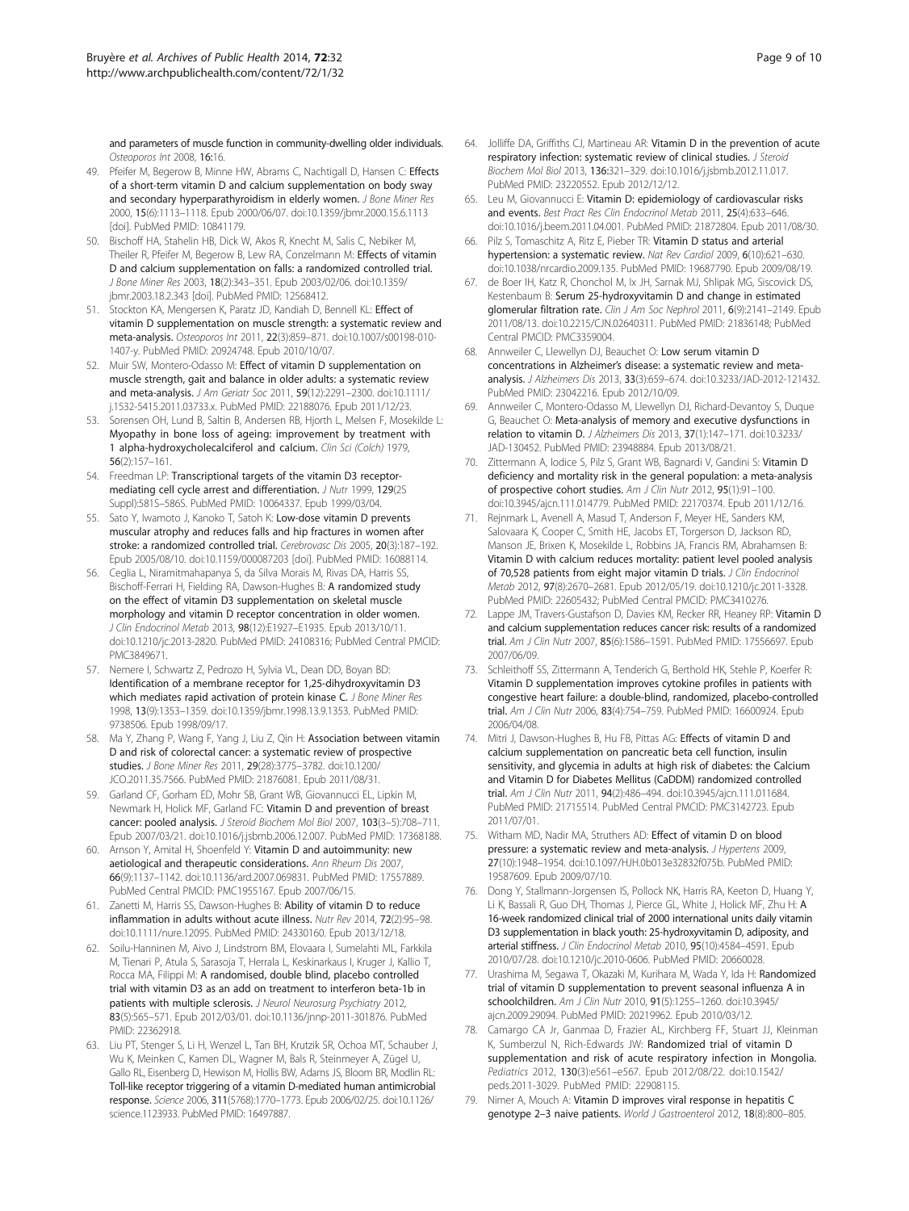and parameters of muscle function in community-dwelling older individuals. *Osteoporos Int* 2008, 16:16.

49. Pfeifer M, Begerow B, Minne HW, Abrams C, Nachtigall D, Hansen C: **Effects of a short-term vitamin D and calcium supplementation on body sway and secondary hyperparathyroidism in elderly women.** *J Bone Miner Res* 2000, 15(6):1113–1118. Epub 2000/06/07. doi:10.1359/jbmr.2000.15.6.1113 [doi]. PubMed PMID: 10841179.
50. Bischoff HA, Stahelin HB, Dick W, Akos R, Knecht M, Salis C, Nebiker M, Theiler R, Pfeifer M, Begerow B, Lew RA, Conzelmann M: **Effects of vitamin D and calcium supplementation on falls: a randomized controlled trial.** *J Bone Miner Res* 2003, 18(2):343–351. Epub 2003/02/06. doi:10.1359/jbmr.2003.18.2.343 [doi]. PubMed PMID: 12568412.
51. Stockton KA, Mengersen K, Paratz JD, Kandiah D, Bennell KL: **Effect of vitamin D supplementation on muscle strength: a systematic review and meta-analysis.** *Osteoporos Int* 2011, 22(3):859–871. doi:10.1007/s00198-010-1407-y. PubMed PMID: 20924748. Epub 2010/10/07.
52. Muir SW, Montero-Odasso M: **Effect of vitamin D supplementation on muscle strength, gait and balance in older adults: a systematic review and meta-analysis.** *J Am Geriatr Soc* 2011, 59(12):2291–2300. doi:10.1111/j.1532-5415.2011.03733.x. PubMed PMID: 22188076. Epub 2011/12/23.
53. Sorensen OH, Lund B, Saltin B, Andersen RB, Hjorth L, Melsen F, Mosekilde L: **Myopathy in bone loss of ageing: improvement by treatment with 1 alpha-hydroxycholecalciferol and calcium.** *Clin Sci (Colch)* 1979, 56(2):157–161.
54. Freedman LP: **Transcriptional targets of the vitamin D3 receptor-mediating cell cycle arrest and differentiation.** *J Nutr* 1999, 129(2S Suppl):581S–586S. PubMed PMID: 10064337. Epub 1999/03/04.
55. Sato Y, Iwamoto J, Kanoko T, Satoh K: **Low-dose vitamin D prevents muscular atrophy and reduces falls and hip fractures in women after stroke: a randomized controlled trial.** *Cerebrovasc Dis* 2005, 20(3):187–192. Epub 2005/08/10. doi:10.1159/000087203 [doi]. PubMed PMID: 16088114.
56. Ceglia L, Niramitmahapanya S, da Silva Morais M, Rivas DA, Harris SS, Bischoff-Ferrari H, Fielding RA, Dawson-Hughes B: **A randomized study on the effect of vitamin D3 supplementation on skeletal muscle morphology and vitamin D receptor concentration in older women.** *J Clin Endocrinol Metab* 2013, 98(12):E1927–E1935. Epub 2013/10/11. doi:10.1210/jc.2013-2820. PubMed PMID: 24108316; PubMed Central PMCID: PMC3849671.
57. Nemere I, Schwartz Z, Pedrozo H, Sylvia VL, Dean DD, Boyan BD: **Identification of a membrane receptor for 1,25-dihydroxyvitamin D3 which mediates rapid activation of protein kinase C.** *J Bone Miner Res* 1998, 13(9):1353–1359. doi:10.1359/jbmr.1998.13.9.1353. PubMed PMID: 9738506. Epub 1998/09/17.
58. Ma Y, Zhang P, Wang F, Yang J, Liu Z, Qin H: **Association between vitamin D and risk of colorectal cancer: a systematic review of prospective studies.** *J Bone Miner Res* 2011, 29(28):3775–3782. doi:10.1200/JCO.2011.35.7566. PubMed PMID: 21876081. Epub 2011/08/31.
59. Garland CF, Gorham ED, Mohr SB, Grant WB, Giovannucci EL, Lipkin M, Newmark H, Holick MF, Garland FC: **Vitamin D and prevention of breast cancer: pooled analysis.** *J Steroid Biochem Mol Biol* 2007, 103(3–5):708–711. Epub 2007/03/21. doi:10.1016/j.jsbmb.2006.12.007. PubMed PMID: 17368188.
60. Arnson Y, Amital H, Shoenfeld Y: **Vitamin D and autoimmunity: new aetiological and therapeutic considerations.** *Ann Rheum Dis* 2007, 66(9):1137–1142. doi:10.1136/ard.2007.069831. PubMed PMID: 17557889. PubMed Central PMCID: PMC1955167. Epub 2007/06/15.
61. Zanetti M, Harris SS, Dawson-Hughes B: **Ability of vitamin D to reduce inflammation in adults without acute illness.** *Nutr Rev* 2014, 72(2):95–98. doi:10.1111/nure.12095. PubMed PMID: 24330160. Epub 2013/12/18.
62. Soilu-Hanninen M, Aivo J, Lindstrom BM, Elovaara I, Sumelahti ML, Farkkila M, Tienari P, Atula S, Sarasoja T, Herrala L, Keskinarkaus I, Kruger J, Kallio T, Rocca MA, Filippi M: **A randomised, double blind, placebo controlled trial with vitamin D3 as an add on treatment to interferon beta-1b in patients with multiple sclerosis.** *J Neurol Neurosurg Psychiatry* 2012, 83(5):565–571. Epub 2012/03/01. doi:10.1136/jnnp-2011-301876. PubMed PMID: 22362918.
63. Liu PT, Stenger S, Li H, Wenzel L, Tan BH, Krutzik SR, Ochoa MT, Schauber J, Wu K, Meinken C, Kamen DL, Wagner M, Bals R, Steinmeyer A, Zügel U, Gallo RL, Eisenberg D, Hewison M, Hollis BW, Adams JS, Bloom BR, Modlin RL: **Toll-like receptor triggering of a vitamin D-mediated human antimicrobial response.** *Science* 2006, 311(5768):1770–1773. Epub 2006/02/25. doi:10.1126/science.1123933. PubMed PMID: 16497887.
64. Jolliffe DA, Griffiths CJ, Martineau AR: **Vitamin D in the prevention of acute respiratory infection: systematic review of clinical studies.** *J Steroid Biochem Mol Biol* 2013, 136:321–329. doi:10.1016/j.jsbmb.2012.11.017. PubMed PMID: 23220552. Epub 2012/12/12.
65. Leu M, Giovannucci E: **Vitamin D: epidemiology of cardiovascular risks and events.** *Best Pract Res Clin Endocrinol Metab* 2011, 25(4):633–646. doi:10.1016/j.beem.2011.04.001. PubMed PMID: 21872804. Epub 2011/08/30.
66. Pilz S, Tomaschitz A, Ritz E, Pieber TR: **Vitamin D status and arterial hypertension: a systematic review.** *Nat Rev Cardiol* 2009, 6(10):621–630. doi:10.1038/nrcardio.2009.135. PubMed PMID: 19687790. Epub 2009/08/19.
67. de Boer IH, Katz R, Chonchol M, Ix JH, Sarnak MJ, Shlipak MG, Siscovick DS, Kestenbaum B: **Serum 25-hydroxyvitamin D and change in estimated glomerular filtration rate.** *Clin J Am Soc Nephrol* 2011, 6(9):2141–2149. Epub 2011/08/13. doi:10.2215/CJN.02640311. PubMed PMID: 21836148; PubMed Central PMCID: PMC3359004.
68. Annweiler C, Llewellyn DJ, Beauchet O: **Low serum vitamin D concentrations in Alzheimer's disease: a systematic review and meta-analysis.** *J Alzheimers Dis* 2013, 33(3):659–674. doi:10.3233/JAD-2012-121432. PubMed PMID: 23042216. Epub 2012/10/09.
69. Annweiler C, Montero-Odasso M, Llewellyn DJ, Richard-Devantoy S, Duque G, Beauchet O: **Meta-analysis of memory and executive dysfunctions in relation to vitamin D.** *J Alzheimers Dis* 2013, 37(1):147–171. doi:10.3233/JAD-130452. PubMed PMID: 23948884. Epub 2013/08/21.
70. Zittermann A, Iodice S, Pilz S, Grant WB, Bagnardi V, Gandini S: **Vitamin D deficiency and mortality risk in the general population: a meta-analysis of prospective cohort studies.** *Am J Clin Nutr* 2012, 95(1):91–100. doi:10.3945/ajcn.111.014779. PubMed PMID: 22170374. Epub 2011/12/16.
71. Rejnmark L, Avenell A, Masud T, Anderson F, Meyer HE, Sanders KM, Salovaara K, Cooper C, Smith HE, Jacobs ET, Torgerson D, Jackson RD, Manson JE, Brixen K, Mosekilde L, Robbins JA, Francis RM, Abrahamsen B: **Vitamin D with calcium reduces mortality: patient level pooled analysis of 70,528 patients from eight major vitamin D trials.** *J Clin Endocrinol Metab* 2012, 97(8):2670–2681. Epub 2012/05/19. doi:10.1210/jc.2011-3328. PubMed PMID: 22605432; PubMed Central PMCID: PMC3410276.
72. Lappe JM, Travers-Gustafson D, Davies KM, Recker RR, Heaney RP: **Vitamin D and calcium supplementation reduces cancer risk: results of a randomized trial.** *Am J Clin Nutr* 2007, 85(6):1586–1591. PubMed PMID: 17556697. Epub 2007/06/09.
73. Schleithoff SS, Zittermann A, Tenderich G, Berthold HK, Stehle P, Koerfer R: **Vitamin D supplementation improves cytokine profiles in patients with congestive heart failure: a double-blind, randomized, placebo-controlled trial.** *Am J Clin Nutr* 2006, 83(4):754–759. PubMed PMID: 16600924. Epub 2006/04/08.
74. Mitri J, Dawson-Hughes B, Hu FB, Pittas AG: **Effects of vitamin D and calcium supplementation on pancreatic beta cell function, insulin sensitivity, and glycemia in adults at high risk of diabetes: the Calcium and Vitamin D for Diabetes Mellitus (CaDDM) randomized controlled trial.** *Am J Clin Nutr* 2011, 94(2):486–494. doi:10.3945/ajcn.111.011684. PubMed PMID: 21715514. PubMed Central PMCID: PMC3142723. Epub 2011/07/01.
75. Witham MD, Nadir MA, Struthers AD: **Effect of vitamin D on blood pressure: a systematic review and meta-analysis.** *J Hypertens* 2009, 27(10):1948–1954. doi:10.1097/HJH.0b013e32832f075b. PubMed PMID: 19587609. Epub 2009/07/10.
76. Dong Y, Stallmann-Jorgensen IS, Pollock NK, Harris RA, Keeton D, Huang Y, Li K, Bassali R, Guo DH, Thomas J, Pierce GL, White J, Holick MF, Zhu H: **A 16-week randomized clinical trial of 2000 international units daily vitamin D3 supplementation in black youth: 25-hydroxyvitamin D, adiposity, and arterial stiffness.** *J Clin Endocrinol Metab* 2010, 95(10):4584–4591. Epub 2010/07/28. doi:10.1210/jc.2010-0606. PubMed PMID: 20660028.
77. Urashima M, Segawa T, Okazaki M, Kurihara M, Wada Y, Ida H: **Randomized trial of vitamin D supplementation to prevent seasonal influenza A in schoolchildren.** *Am J Clin Nutr* 2010, 91(5):1255–1260. doi:10.3945/ajcn.2009.29094. PubMed PMID: 20219962. Epub 2010/03/12.
78. Camargo CA Jr, Ganmaa D, Frazier AL, Kirchberg FF, Stuart JJ, Kleinman K, Sumberzul N, Rich-Edwards JW: **Randomized trial of vitamin D supplementation and risk of acute respiratory infection in Mongolia.** *Pediatrics* 2012, 130(3):e561–e567. Epub 2012/08/22. doi:10.1542/peds.2011-3029. PubMed PMID: 22908115.
79. Nimer A, Mouch A: **Vitamin D improves viral response in hepatitis C genotype 2–3 naive patients.** *World J Gastroenterol* 2012, 18(8):800–805.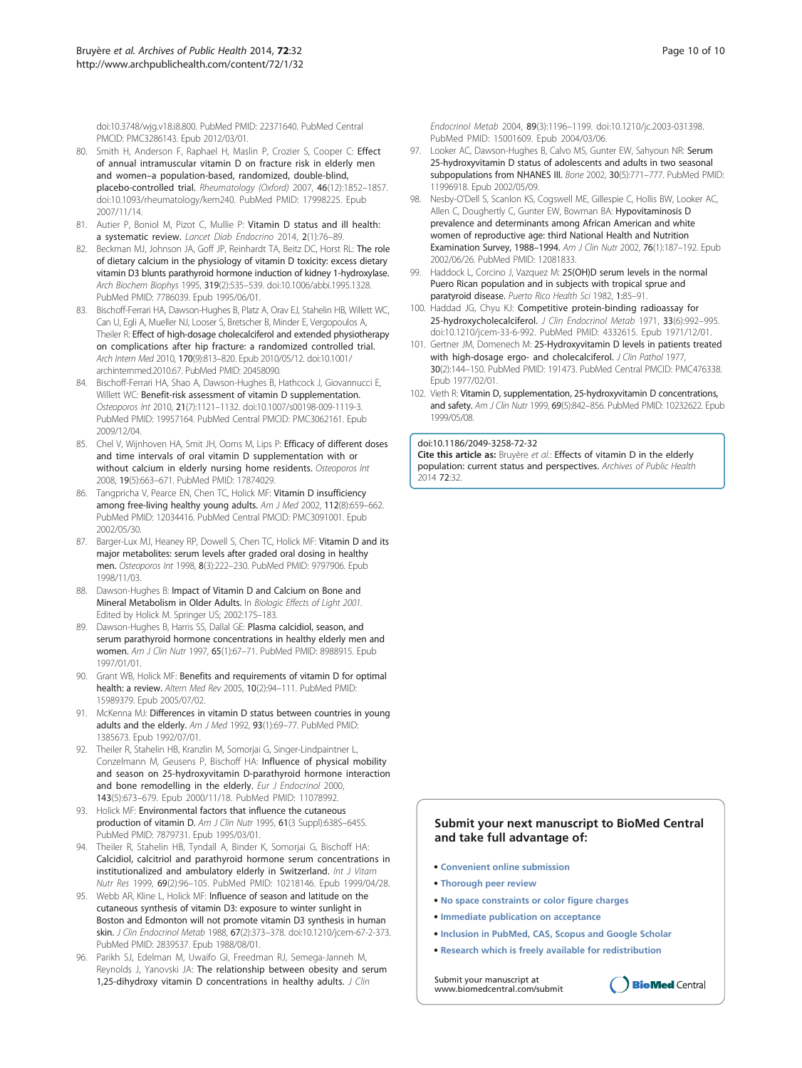doi:10.3748/wjg.v18.i8.800. PubMed PMID: 22371640. PubMed Central PMCID: PMC3286143. Epub 2012/03/01.

80. Smith H, Anderson F, Raphael H, Maslin P, Crozier S, Cooper C: **Effect of annual intramuscular vitamin D on fracture risk in elderly men and women–a population-based, randomized, double-blind, placebo-controlled trial.** *Rheumatology (Oxford)* 2007, **46**(12):1852–1857. doi:10.1093/rheumatology/kem240. PubMed PMID: 17998225. Epub 2007/11/14.
81. Autier P, Boniol M, Pizot C, Mullie P: **Vitamin D status and ill health: a systematic review.** *Lancet Diab Endocrino* 2014, **2**(1):76–89.
82. Beckman MJ, Johnson JA, Goff JP, Reinhardt TA, Beitz DC, Horst RL: **The role of dietary calcium in the physiology of vitamin D toxicity: excess dietary vitamin D3 blunts parathyroid hormone induction of kidney 1-hydroxylase.** *Arch Biochem Biophys* 1995, **319**(2):535–539. doi:10.1006/abbi.1995.1328. PubMed PMID: 7786039. Epub 1995/06/01.
83. Bischoff-Ferrari HA, Dawson-Hughes B, Platz A, Orav EJ, Stahelin HB, Willett WC, Can U, Egli A, Mueller NJ, Looser S, Bretscher B, Minder E, Vergopoulos A, Theiler R: **Effect of high-dosage cholecalciferol and extended physiotherapy on complications after hip fracture: a randomized controlled trial.** *Arch Intern Med* 2010, **170**(9):813–820. Epub 2010/05/12. doi:10.1001/archinternmed.2010.67. PubMed PMID: 20458090.
84. Bischoff-Ferrari HA, Shao A, Dawson-Hughes B, Hathcock J, Giovannucci E, Willett WC: **Benefit-risk assessment of vitamin D supplementation.** *Osteoporos Int* 2010, **21**(7):1121–1132. doi:10.1007/s00198-009-1119-3. PubMed PMID: 19957164. PubMed Central PMCID: PMC3062161. Epub 2009/12/04.
85. Chel V, Wijnhoven HA, Smit JH, Ooms M, Lips P: **Efficacy of different doses and time intervals of oral vitamin D supplementation with or without calcium in elderly nursing home residents.** *Osteoporos Int* 2008, **19**(5):663–671. PubMed PMID: 17874029.
86. Tangpricha V, Pearce EN, Chen TC, Holick MF: **Vitamin D insufficiency among free-living healthy young adults.** *Am J Med* 2002, **112**(8):659–662. PubMed PMID: 12034416. PubMed Central PMCID: PMC3091001. Epub 2002/05/30.
87. Barger-Lux MJ, Heaney RP, Dowell S, Chen TC, Holick MF: **Vitamin D and its major metabolites: serum levels after graded oral dosing in healthy men.** *Osteoporos Int* 1998, **8**(3):222–230. PubMed PMID: 9797906. Epub 1998/11/03.
88. Dawson-Hughes B: **Impact of Vitamin D and Calcium on Bone and Mineral Metabolism in Older Adults.** In *Biologic Effects of Light 2001.* Edited by Holick M. Springer US; 2002:175–183.
89. Dawson-Hughes B, Harris SS, Dallal GE: **Plasma calcidiol, season, and serum parathyroid hormone concentrations in healthy elderly men and women.** *Am J Clin Nutr* 1997, **65**(1):67–71. PubMed PMID: 8988915. Epub 1997/01/01.
90. Grant WB, Holick MF: **Benefits and requirements of vitamin D for optimal health: a review.** *Altern Med Rev* 2005, **10**(2):94–111. PubMed PMID: 15989379. Epub 2005/07/02.
91. McKenna MJ: **Differences in vitamin D status between countries in young adults and the elderly.** *Am J Med* 1992, **93**(1):69–77. PubMed PMID: 1385673. Epub 1992/07/01.
92. Theiler R, Stahelin HB, Kranzlin M, Somorjai G, Singer-Lindpaintner L, Conzelmann M, Geusens P, Bischoff HA: **Influence of physical mobility and season on 25-hydroxyvitamin D-parathyroid hormone interaction and bone remodelling in the elderly.** *Eur J Endocrinol* 2000, **143**(5):673–679. Epub 2000/11/18. PubMed PMID: 11078992.
93. Holick MF: **Environmental factors that influence the cutaneous production of vitamin D.** *Am J Clin Nutr* 1995, **61**(3 Suppl):638S–645S. PubMed PMID: 7879731. Epub 1995/03/01.
94. Theiler R, Stahelin HB, Tyndall A, Binder K, Somorjai G, Bischoff HA: **Calcidiol, calcitriol and parathyroid hormone serum concentrations in institutionalized and ambulatory elderly in Switzerland.** *Int J Vitam Nutr Res* 1999, **69**(2):96–105. PubMed PMID: 10218146. Epub 1999/04/28.
95. Webb AR, Kline L, Holick MF: **Influence of season and latitude on the cutaneous synthesis of vitamin D3: exposure to winter sunlight in Boston and Edmonton will not promote vitamin D3 synthesis in human skin.** *J Clin Endocrinol Metab* 1988, **67**(2):373–378. doi:10.1210/jcem-67-2-373. PubMed PMID: 2839537. Epub 1988/08/01.
96. Parikh SJ, Edelman M, Uwaifo GI, Freedman RJ, Semega-Janneh M, Reynolds J, Yanovski JA: **The relationship between obesity and serum 1,25-dihydroxy vitamin D concentrations in healthy adults.** *J Clin Endocrinol Metab* 2004, **89**(3):1196–1199. doi:10.1210/jc.2003-031398. PubMed PMID: 15001609. Epub 2004/03/06.
97. Looker AC, Dawson-Hughes B, Calvo MS, Gunter EW, Sahyoun NR: **Serum 25-hydroxyvitamin D status of adolescents and adults in two seasonal subpopulations from NHANES III.** *Bone* 2002, **30**(5):771–777. PubMed PMID: 11996918. Epub 2002/05/09.
98. Nesby-O'Dell S, Scanlon KS, Cogswell ME, Gillespie C, Hollis BW, Looker AC, Allen C, Dougherty C, Gunter EW, Bowman BA: **Hypovitaminosis D prevalence and determinants among African American and white women of reproductive age: third National Health and Nutrition Examination Survey, 1988–1994.** *Am J Clin Nutr* 2002, **76**(1):187–192. Epub 2002/06/26. PubMed PMID: 12081833.
99. Haddock L, Corcino J, Vazquez M: **25(OH)D serum levels in the normal Puero Rican population and in subjects with tropical sprue and paratyroid disease.** *Puerto Rico Health Sci* 1982, **1**:85–91.
100. Haddad JG, Chyu KJ: **Competitive protein-binding radioassay for 25-hydroxycholecalciferol.** *J Clin Endocrinol Metab* 1971, **33**(6):992–995. doi:10.1210/jcem-33-6-992. PubMed PMID: 4332615. Epub 1971/12/01.
101. Gertner JM, Domenech M: **25-Hydroxyvitamin D levels in patients treated with high-dosage ergo- and cholecalciferol.** *J Clin Pathol* 1977, **30**(2):144–150. PubMed PMID: 191473. PubMed Central PMCID: PMC476338. Epub 1977/02/01.
102. Vieth R: **Vitamin D, supplementation, 25-hydroxyvitamin D concentrations, and safety.** *Am J Clin Nutr* 1999, **69**(5):842–856. PubMed PMID: 10232622. Epub 1999/05/08.

doi:10.1186/2049-3258-72-32
**Cite this article as:** Bruyère *et al.*: Effects of vitamin D in the elderly population: current status and perspectives. *Archives of Public Health* 2014 **72**:32.